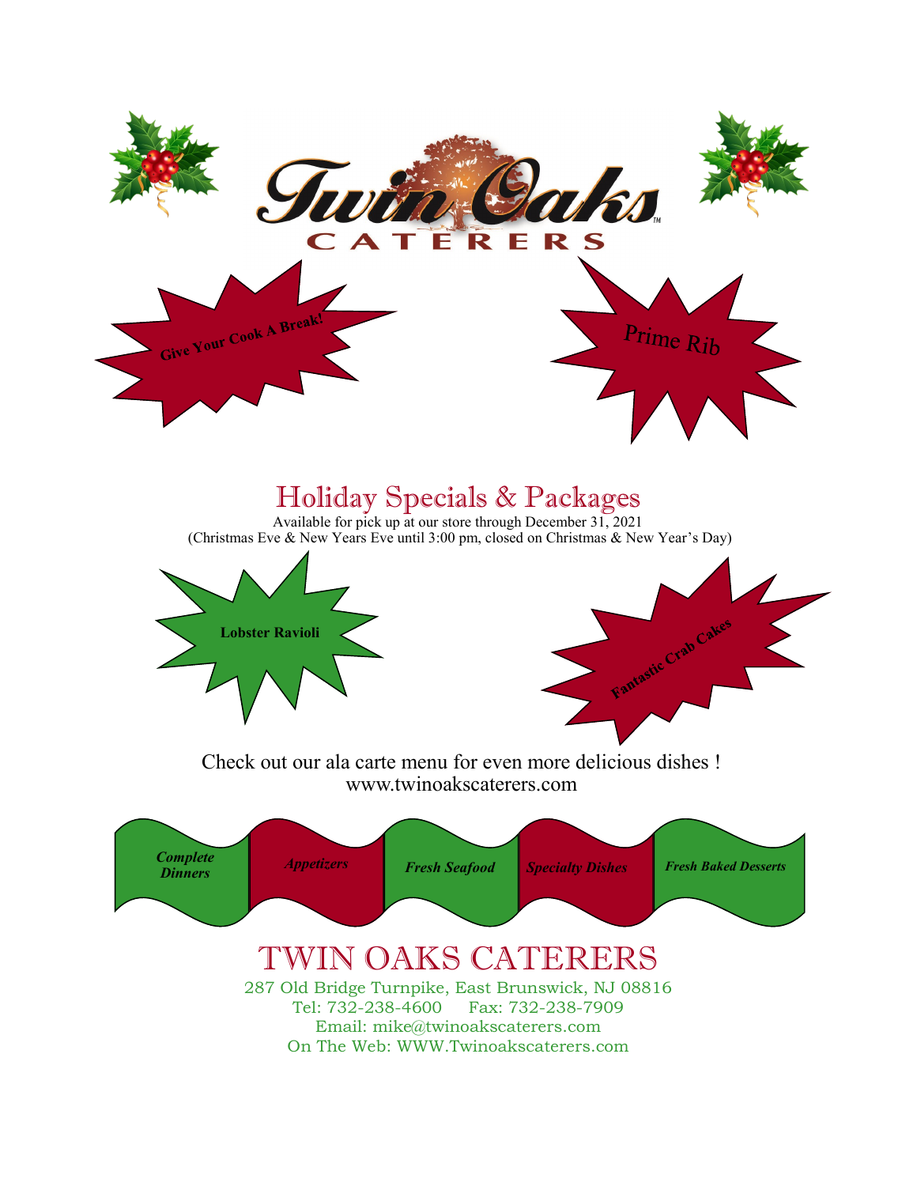# Twin Oaks Caterers

**Give Your Cook A Break!**

Prime Rib

## Holiday Specials & Packages

Available for pick up at our store through December 31, 2021
(Christmas Eve & New Years Eve until 3:00 pm, closed on Christmas & New Year's Day)

**Lobster Ravioli**

**Fantastic Crab Cakes**

Check out our ala carte menu for even more delicious dishes !
www.twinoakscaterers.com

***Complete Dinners*** | ***Appetizers*** | ***Fresh Seafood*** | ***Specialty Dishes*** | ***Fresh Baked Desserts***

## TWIN OAKS CATERERS

287 Old Bridge Turnpike, East Brunswick, NJ 08816
Tel: 732-238-4600 Fax: 732-238-7909
Email: mike@twinoakscaterers.com
On The Web: WWW.Twinoakscaterers.com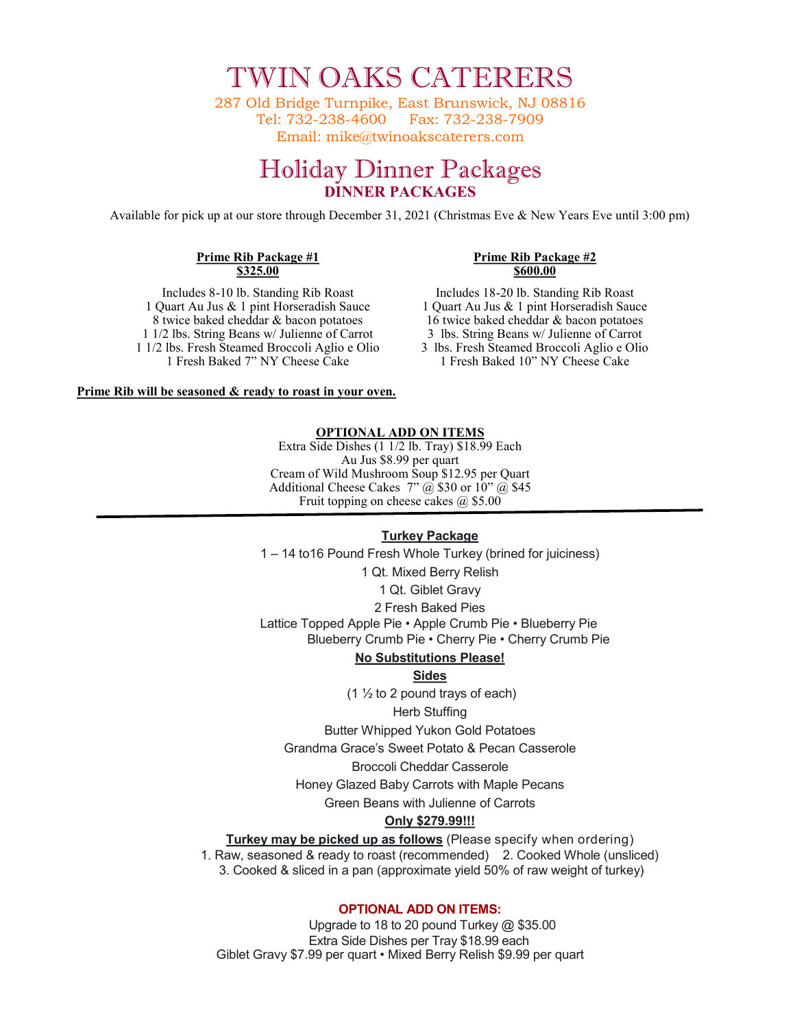# TWIN OAKS CATERERS

287 Old Bridge Turnpike, East Brunswick, NJ 08816
Tel: 732-238-4600 Fax: 732-238-7909
Email: mike@twinoakscaterers.com

## Holiday Dinner Packages

### DINNER PACKAGES

Available for pick up at our store through December 31, 2021 (Christmas Eve & New Years Eve until 3:00 pm)

**Prime Rib Package #1**
**$325.00**

Includes 8-10 lb. Standing Rib Roast
1 Quart Au Jus & 1 pint Horseradish Sauce
8 twice baked cheddar & bacon potatoes
1 1/2 lbs. String Beans w/ Julienne of Carrot
1 1/2 lbs. Fresh Steamed Broccoli Aglio e Olio
1 Fresh Baked 7" NY Cheese Cake

**Prime Rib Package #2**
**$600.00**

Includes 18-20 lb. Standing Rib Roast
1 Quart Au Jus & 1 pint Horseradish Sauce
16 twice baked cheddar & bacon potatoes
3 lbs. String Beans w/ Julienne of Carrot
3 lbs. Fresh Steamed Broccoli Aglio e Olio
1 Fresh Baked 10" NY Cheese Cake

**Prime Rib will be seasoned & ready to roast in your oven.**

**OPTIONAL ADD ON ITEMS**

Extra Side Dishes (1 1/2 lb. Tray) $18.99 Each
Au Jus $8.99 per quart
Cream of Wild Mushroom Soup $12.95 per Quart
Additional Cheese Cakes 7" @ $30 or 10" @ $45
Fruit topping on cheese cakes @ $5.00

---

**Turkey Package**

1 – 14 to16 Pound Fresh Whole Turkey (brined for juiciness)
1 Qt. Mixed Berry Relish
1 Qt. Giblet Gravy
2 Fresh Baked Pies
Lattice Topped Apple Pie • Apple Crumb Pie • Blueberry Pie
Blueberry Crumb Pie • Cherry Pie • Cherry Crumb Pie

**No Substitutions Please!**

**Sides**

(1 ½ to 2 pound trays of each)
Herb Stuffing
Butter Whipped Yukon Gold Potatoes
Grandma Grace's Sweet Potato & Pecan Casserole
Broccoli Cheddar Casserole
Honey Glazed Baby Carrots with Maple Pecans
Green Beans with Julienne of Carrots

**Only $279.99!!!**

**Turkey may be picked up as follows** (Please specify when ordering)
1. Raw, seasoned & ready to roast (recommended) 2. Cooked Whole (unsliced)
3. Cooked & sliced in a pan (approximate yield 50% of raw weight of turkey)

**OPTIONAL ADD ON ITEMS:**

Upgrade to 18 to 20 pound Turkey @ $35.00
Extra Side Dishes per Tray $18.99 each
Giblet Gravy $7.99 per quart • Mixed Berry Relish $9.99 per quart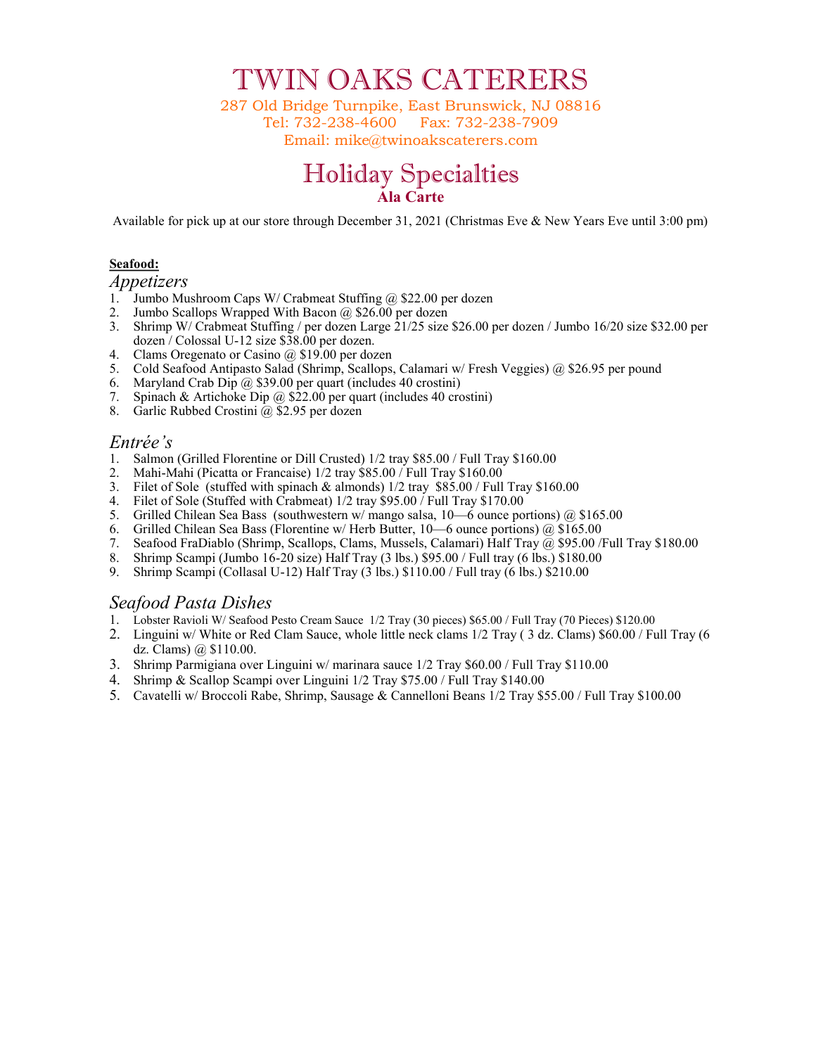# TWIN OAKS CATERERS

287 Old Bridge Turnpike, East Brunswick, NJ 08816
Tel: 732-238-4600     Fax: 732-238-7909
Email: mike@twinoakscaterers.com

## Holiday Specialties

**Ala Carte**

Available for pick up at our store through December 31, 2021 (Christmas Eve & New Years Eve until 3:00 pm)

**Seafood:**

### *Appetizers*

1. Jumbo Mushroom Caps W/ Crabmeat Stuffing @ $22.00 per dozen
2. Jumbo Scallops Wrapped With Bacon @ $26.00 per dozen
3. Shrimp W/ Crabmeat Stuffing / per dozen Large 21/25 size $26.00 per dozen / Jumbo 16/20 size $32.00 per dozen / Colossal U-12 size $38.00 per dozen.
4. Clams Oregenato or Casino @ $19.00 per dozen
5. Cold Seafood Antipasto Salad (Shrimp, Scallops, Calamari w/ Fresh Veggies) @ $26.95 per pound
6. Maryland Crab Dip @ $39.00 per quart (includes 40 crostini)
7. Spinach & Artichoke Dip @ $22.00 per quart (includes 40 crostini)
8. Garlic Rubbed Crostini @ $2.95 per dozen

### *Entrée's*

1. Salmon (Grilled Florentine or Dill Crusted) 1/2 tray $85.00 / Full Tray $160.00
2. Mahi-Mahi (Picatta or Francaise) 1/2 tray $85.00 / Full Tray $160.00
3. Filet of Sole (stuffed with spinach & almonds) 1/2 tray $85.00 / Full Tray $160.00
4. Filet of Sole (Stuffed with Crabmeat) 1/2 tray $95.00 / Full Tray $170.00
5. Grilled Chilean Sea Bass (southwestern w/ mango salsa, 10—6 ounce portions) @ $165.00
6. Grilled Chilean Sea Bass (Florentine w/ Herb Butter, 10—6 ounce portions) @ $165.00
7. Seafood FraDiablo (Shrimp, Scallops, Clams, Mussels, Calamari) Half Tray @ $95.00 /Full Tray $180.00
8. Shrimp Scampi (Jumbo 16-20 size) Half Tray (3 lbs.) $95.00 / Full tray (6 lbs.) $180.00
9. Shrimp Scampi (Collasal U-12) Half Tray (3 lbs.) $110.00 / Full tray (6 lbs.) $210.00

### *Seafood Pasta Dishes*

1. Lobster Ravioli W/ Seafood Pesto Cream Sauce 1/2 Tray (30 pieces) $65.00 / Full Tray (70 Pieces) $120.00
2. Linguini w/ White or Red Clam Sauce, whole little neck clams 1/2 Tray ( 3 dz. Clams) $60.00 / Full Tray (6 dz. Clams) @ $110.00.
3. Shrimp Parmigiana over Linguini w/ marinara sauce 1/2 Tray $60.00 / Full Tray $110.00
4. Shrimp & Scallop Scampi over Linguini 1/2 Tray $75.00 / Full Tray $140.00
5. Cavatelli w/ Broccoli Rabe, Shrimp, Sausage & Cannelloni Beans 1/2 Tray $55.00 / Full Tray $100.00